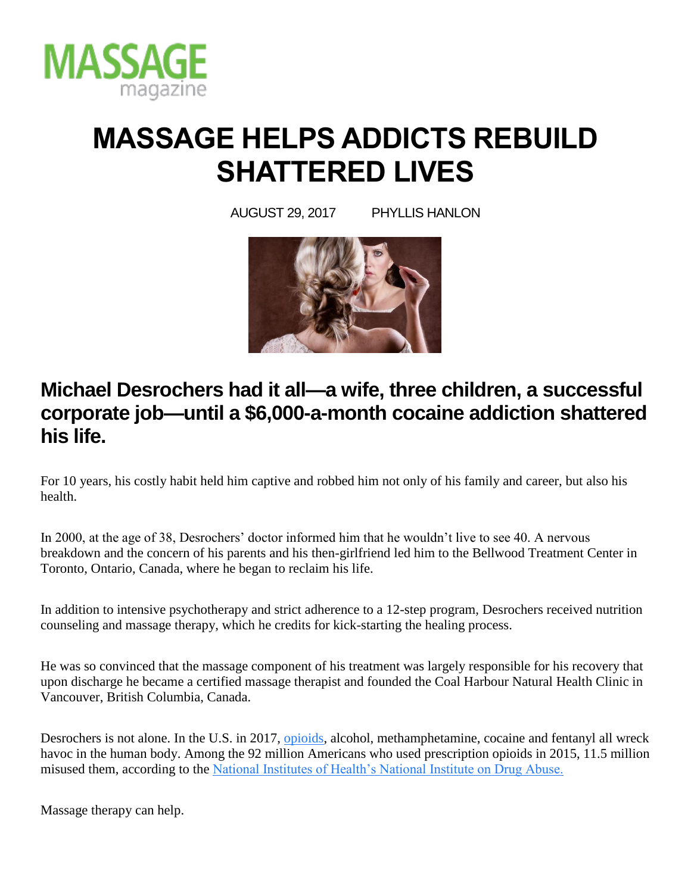MASSAGE magazine

# MASSAGE HELPS ADDICTS REBUILD SHATTERED LIVES

AUGUST 29, 2017 PHYLLIS HANLON

## Michael Desrochers had it all—a wife, three children, a successful corporate job—until a $6,000-a-month cocaine addiction shattered his life.

For 10 years, his costly habit held him captive and robbed him not only of his family and career, but also his health.

In 2000, at the age of 38, Desrochers' doctor informed him that he wouldn't live to see 40. A nervous breakdown and the concern of his parents and his then-girlfriend led him to the Bellwood Treatment Center in Toronto, Ontario, Canada, where he began to reclaim his life.

In addition to intensive psychotherapy and strict adherence to a 12-step program, Desrochers received nutrition counseling and massage therapy, which he credits for kick-starting the healing process.

He was so convinced that the massage component of his treatment was largely responsible for his recovery that upon discharge he became a certified massage therapist and founded the Coal Harbour Natural Health Clinic in Vancouver, British Columbia, Canada.

Desrochers is not alone. In the U.S. in 2017, opioids, alcohol, methamphetamine, cocaine and fentanyl all wreck havoc in the human body. Among the 92 million Americans who used prescription opioids in 2015, 11.5 million misused them, according to the National Institutes of Health's National Institute on Drug Abuse.

Massage therapy can help.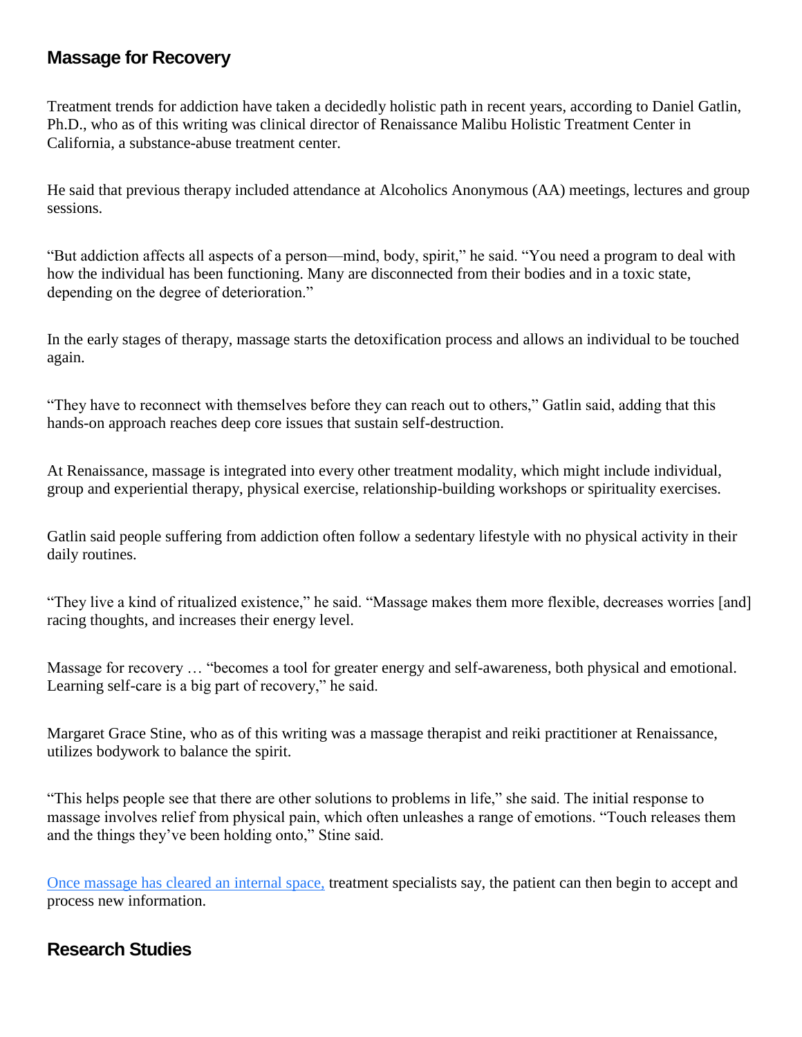## Massage for Recovery

Treatment trends for addiction have taken a decidedly holistic path in recent years, according to Daniel Gatlin, Ph.D., who as of this writing was clinical director of Renaissance Malibu Holistic Treatment Center in California, a substance-abuse treatment center.

He said that previous therapy included attendance at Alcoholics Anonymous (AA) meetings, lectures and group sessions.

"But addiction affects all aspects of a person—mind, body, spirit," he said. "You need a program to deal with how the individual has been functioning. Many are disconnected from their bodies and in a toxic state, depending on the degree of deterioration."

In the early stages of therapy, massage starts the detoxification process and allows an individual to be touched again.

"They have to reconnect with themselves before they can reach out to others," Gatlin said, adding that this hands-on approach reaches deep core issues that sustain self-destruction.

At Renaissance, massage is integrated into every other treatment modality, which might include individual, group and experiential therapy, physical exercise, relationship-building workshops or spirituality exercises.

Gatlin said people suffering from addiction often follow a sedentary lifestyle with no physical activity in their daily routines.

"They live a kind of ritualized existence," he said. "Massage makes them more flexible, decreases worries [and] racing thoughts, and increases their energy level.

Massage for recovery … "becomes a tool for greater energy and self-awareness, both physical and emotional. Learning self-care is a big part of recovery," he said.

Margaret Grace Stine, who as of this writing was a massage therapist and reiki practitioner at Renaissance, utilizes bodywork to balance the spirit.

"This helps people see that there are other solutions to problems in life," she said. The initial response to massage involves relief from physical pain, which often unleashes a range of emotions. "Touch releases them and the things they've been holding onto," Stine said.

Once massage has cleared an internal space, treatment specialists say, the patient can then begin to accept and process new information.

## Research Studies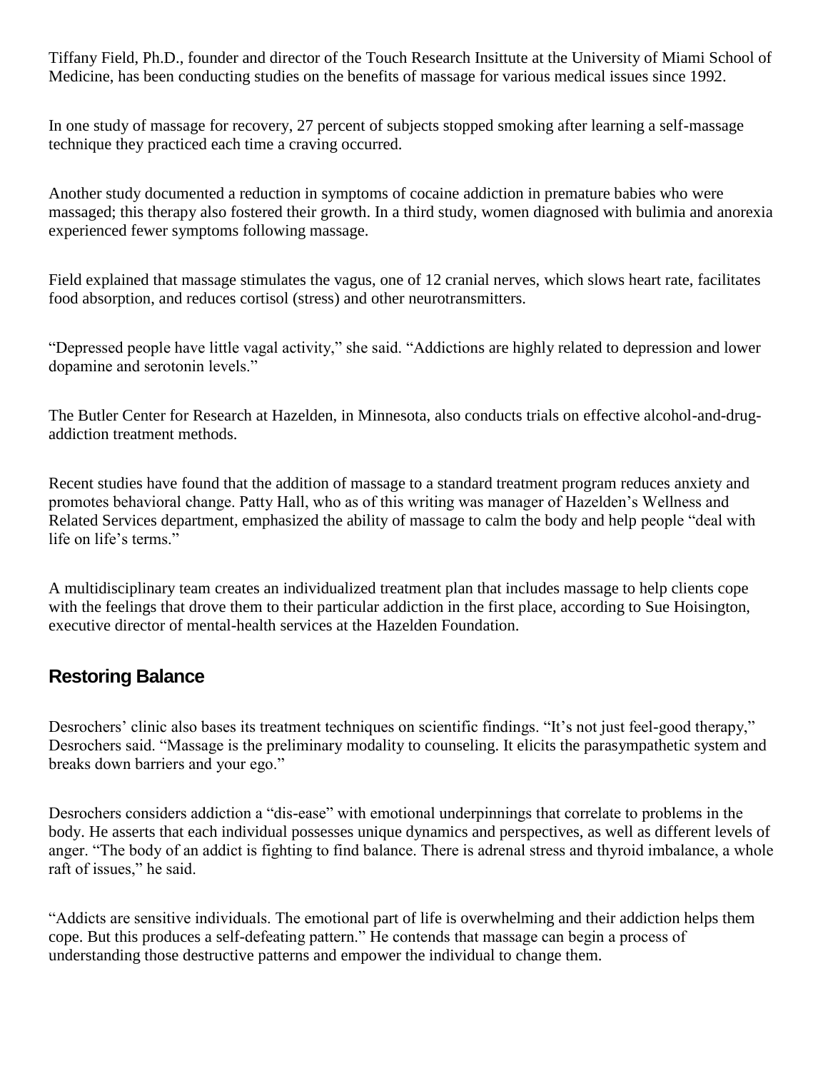Tiffany Field, Ph.D., founder and director of the Touch Research Insittute at the University of Miami School of Medicine, has been conducting studies on the benefits of massage for various medical issues since 1992.

In one study of massage for recovery, 27 percent of subjects stopped smoking after learning a self-massage technique they practiced each time a craving occurred.

Another study documented a reduction in symptoms of cocaine addiction in premature babies who were massaged; this therapy also fostered their growth. In a third study, women diagnosed with bulimia and anorexia experienced fewer symptoms following massage.

Field explained that massage stimulates the vagus, one of 12 cranial nerves, which slows heart rate, facilitates food absorption, and reduces cortisol (stress) and other neurotransmitters.

"Depressed people have little vagal activity," she said. "Addictions are highly related to depression and lower dopamine and serotonin levels."

The Butler Center for Research at Hazelden, in Minnesota, also conducts trials on effective alcohol-and-drug-addiction treatment methods.

Recent studies have found that the addition of massage to a standard treatment program reduces anxiety and promotes behavioral change. Patty Hall, who as of this writing was manager of Hazelden's Wellness and Related Services department, emphasized the ability of massage to calm the body and help people "deal with life on life's terms."

A multidisciplinary team creates an individualized treatment plan that includes massage to help clients cope with the feelings that drove them to their particular addiction in the first place, according to Sue Hoisington, executive director of mental-health services at the Hazelden Foundation.

## Restoring Balance

Desrochers' clinic also bases its treatment techniques on scientific findings. "It's not just feel-good therapy," Desrochers said. "Massage is the preliminary modality to counseling. It elicits the parasympathetic system and breaks down barriers and your ego."

Desrochers considers addiction a "dis-ease" with emotional underpinnings that correlate to problems in the body. He asserts that each individual possesses unique dynamics and perspectives, as well as different levels of anger. "The body of an addict is fighting to find balance. There is adrenal stress and thyroid imbalance, a whole raft of issues," he said.

"Addicts are sensitive individuals. The emotional part of life is overwhelming and their addiction helps them cope. But this produces a self-defeating pattern." He contends that massage can begin a process of understanding those destructive patterns and empower the individual to change them.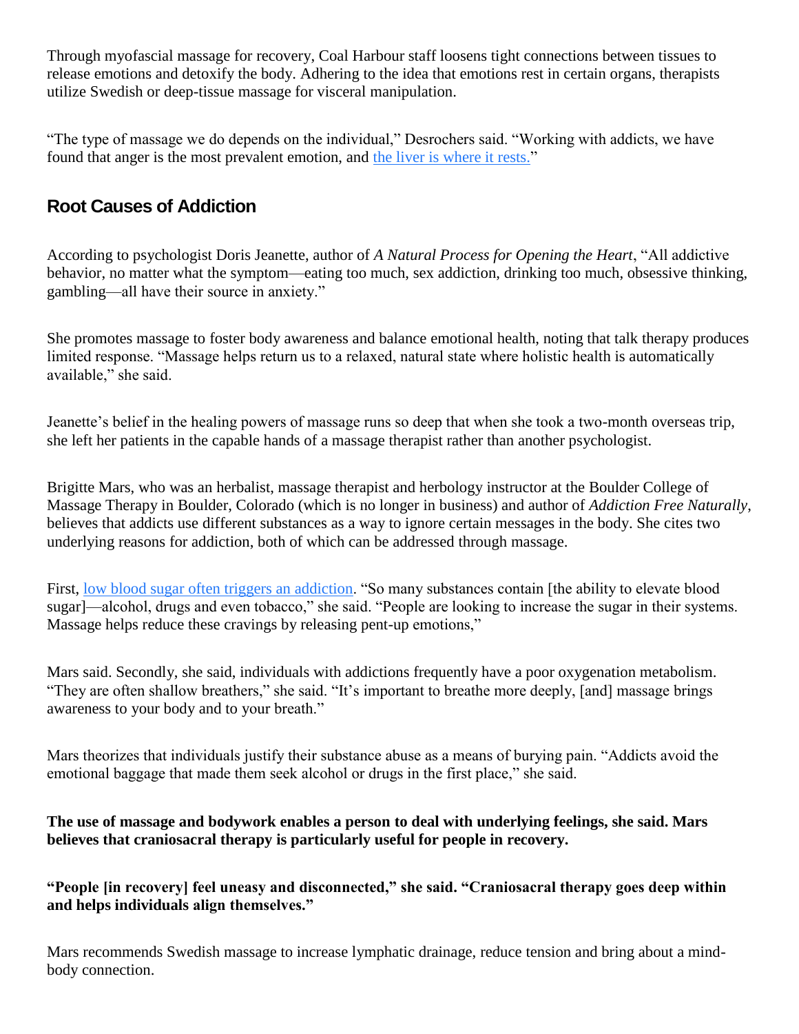Through myofascial massage for recovery, Coal Harbour staff loosens tight connections between tissues to release emotions and detoxify the body. Adhering to the idea that emotions rest in certain organs, therapists utilize Swedish or deep-tissue massage for visceral manipulation.

"The type of massage we do depends on the individual," Desrochers said. "Working with addicts, we have found that anger is the most prevalent emotion, and the liver is where it rests."

## Root Causes of Addiction

According to psychologist Doris Jeanette, author of *A Natural Process for Opening the Heart*, "All addictive behavior, no matter what the symptom—eating too much, sex addiction, drinking too much, obsessive thinking, gambling—all have their source in anxiety."

She promotes massage to foster body awareness and balance emotional health, noting that talk therapy produces limited response. "Massage helps return us to a relaxed, natural state where holistic health is automatically available," she said.

Jeanette's belief in the healing powers of massage runs so deep that when she took a two-month overseas trip, she left her patients in the capable hands of a massage therapist rather than another psychologist.

Brigitte Mars, who was an herbalist, massage therapist and herbology instructor at the Boulder College of Massage Therapy in Boulder, Colorado (which is no longer in business) and author of *Addiction Free Naturally*, believes that addicts use different substances as a way to ignore certain messages in the body. She cites two underlying reasons for addiction, both of which can be addressed through massage.

First, low blood sugar often triggers an addiction. "So many substances contain [the ability to elevate blood sugar]—alcohol, drugs and even tobacco," she said. "People are looking to increase the sugar in their systems. Massage helps reduce these cravings by releasing pent-up emotions,"

Mars said. Secondly, she said, individuals with addictions frequently have a poor oxygenation metabolism. "They are often shallow breathers," she said. "It's important to breathe more deeply, [and] massage brings awareness to your body and to your breath."

Mars theorizes that individuals justify their substance abuse as a means of burying pain. "Addicts avoid the emotional baggage that made them seek alcohol or drugs in the first place," she said.

**The use of massage and bodywork enables a person to deal with underlying feelings, she said. Mars believes that craniosacral therapy is particularly useful for people in recovery.**

**"People [in recovery] feel uneasy and disconnected," she said. "Craniosacral therapy goes deep within and helps individuals align themselves."**

Mars recommends Swedish massage to increase lymphatic drainage, reduce tension and bring about a mind-body connection.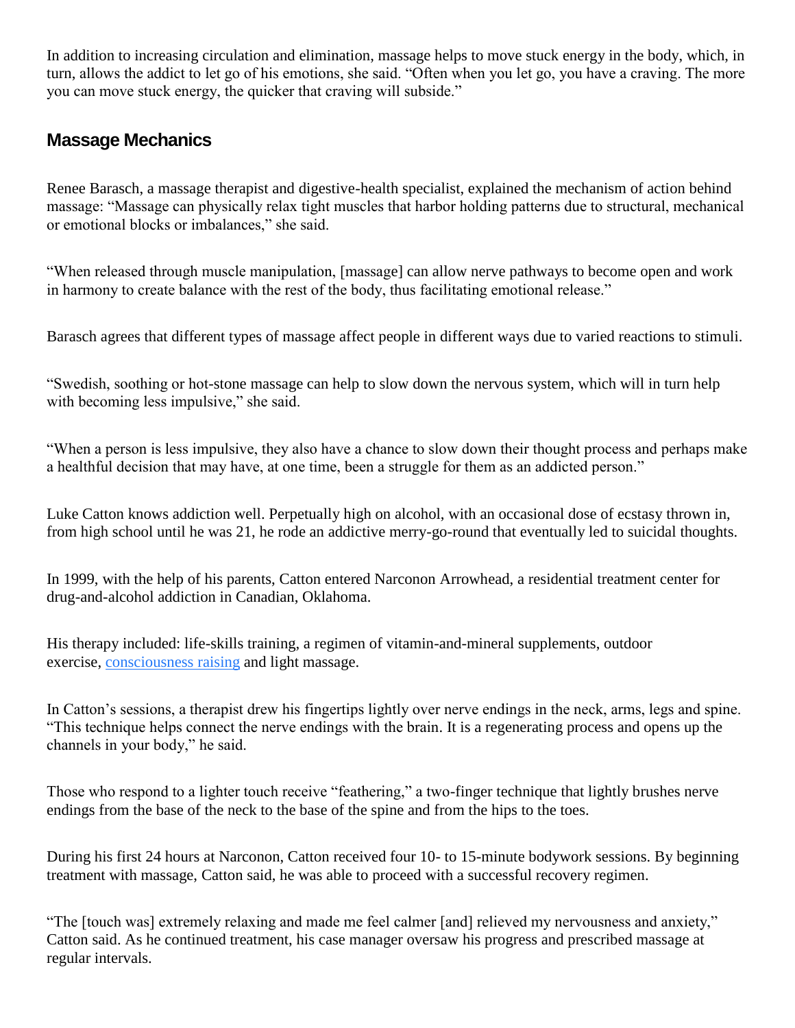In addition to increasing circulation and elimination, massage helps to move stuck energy in the body, which, in turn, allows the addict to let go of his emotions, she said. "Often when you let go, you have a craving. The more you can move stuck energy, the quicker that craving will subside."

## Massage Mechanics

Renee Barasch, a massage therapist and digestive-health specialist, explained the mechanism of action behind massage: "Massage can physically relax tight muscles that harbor holding patterns due to structural, mechanical or emotional blocks or imbalances," she said.

"When released through muscle manipulation, [massage] can allow nerve pathways to become open and work in harmony to create balance with the rest of the body, thus facilitating emotional release."

Barasch agrees that different types of massage affect people in different ways due to varied reactions to stimuli.

"Swedish, soothing or hot-stone massage can help to slow down the nervous system, which will in turn help with becoming less impulsive," she said.

"When a person is less impulsive, they also have a chance to slow down their thought process and perhaps make a healthful decision that may have, at one time, been a struggle for them as an addicted person."

Luke Catton knows addiction well. Perpetually high on alcohol, with an occasional dose of ecstasy thrown in, from high school until he was 21, he rode an addictive merry-go-round that eventually led to suicidal thoughts.

In 1999, with the help of his parents, Catton entered Narconon Arrowhead, a residential treatment center for drug-and-alcohol addiction in Canadian, Oklahoma.

His therapy included: life-skills training, a regimen of vitamin-and-mineral supplements, outdoor exercise, consciousness raising and light massage.

In Catton's sessions, a therapist drew his fingertips lightly over nerve endings in the neck, arms, legs and spine. "This technique helps connect the nerve endings with the brain. It is a regenerating process and opens up the channels in your body," he said.

Those who respond to a lighter touch receive "feathering," a two-finger technique that lightly brushes nerve endings from the base of the neck to the base of the spine and from the hips to the toes.

During his first 24 hours at Narconon, Catton received four 10- to 15-minute bodywork sessions. By beginning treatment with massage, Catton said, he was able to proceed with a successful recovery regimen.

"The [touch was] extremely relaxing and made me feel calmer [and] relieved my nervousness and anxiety," Catton said. As he continued treatment, his case manager oversaw his progress and prescribed massage at regular intervals.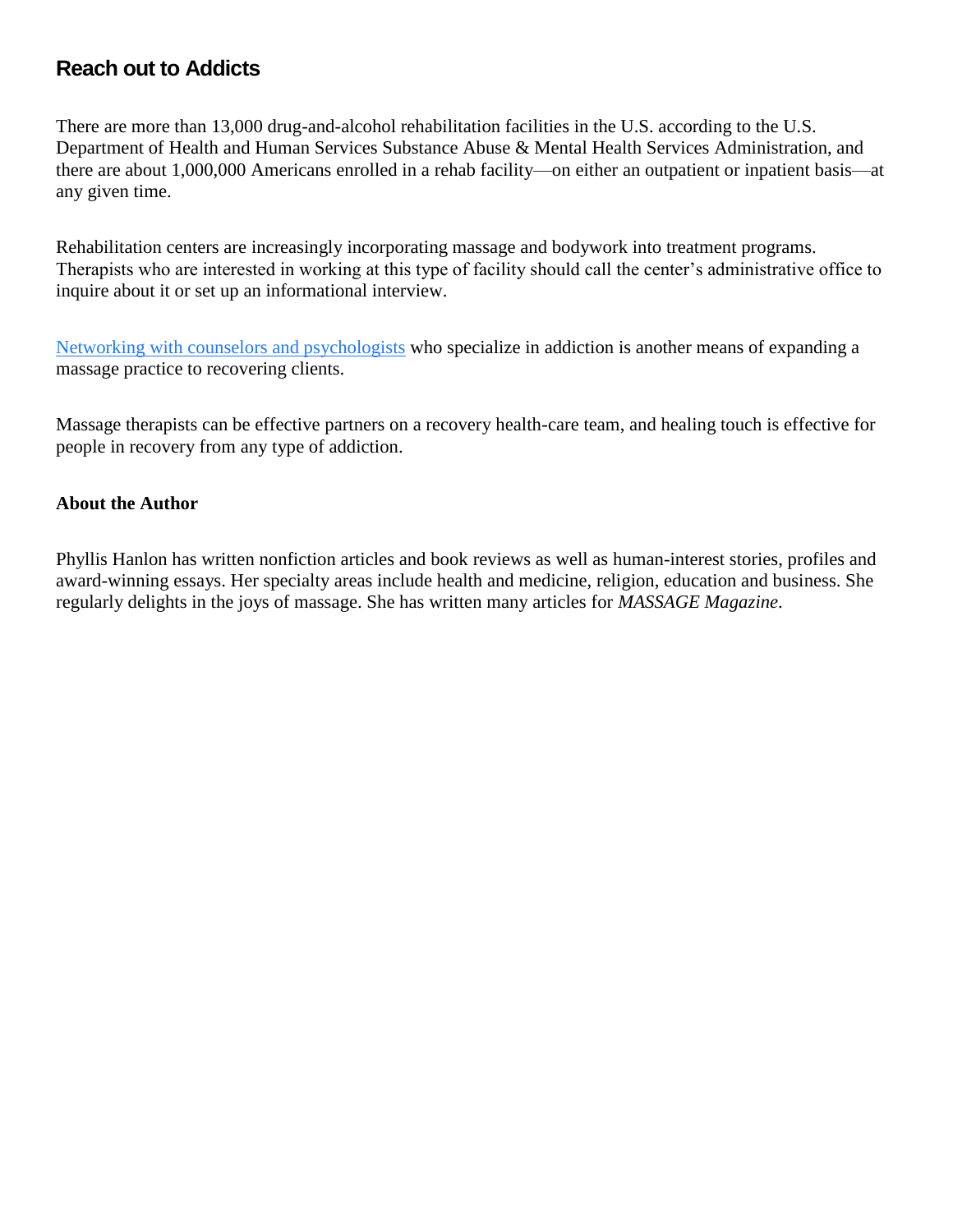## Reach out to Addicts

There are more than 13,000 drug-and-alcohol rehabilitation facilities in the U.S. according to the U.S. Department of Health and Human Services Substance Abuse & Mental Health Services Administration, and there are about 1,000,000 Americans enrolled in a rehab facility—on either an outpatient or inpatient basis—at any given time.

Rehabilitation centers are increasingly incorporating massage and bodywork into treatment programs. Therapists who are interested in working at this type of facility should call the center's administrative office to inquire about it or set up an informational interview.

Networking with counselors and psychologists who specialize in addiction is another means of expanding a massage practice to recovering clients.

Massage therapists can be effective partners on a recovery health-care team, and healing touch is effective for people in recovery from any type of addiction.

**About the Author**

Phyllis Hanlon has written nonfiction articles and book reviews as well as human-interest stories, profiles and award-winning essays. Her specialty areas include health and medicine, religion, education and business. She regularly delights in the joys of massage. She has written many articles for *MASSAGE Magazine*.